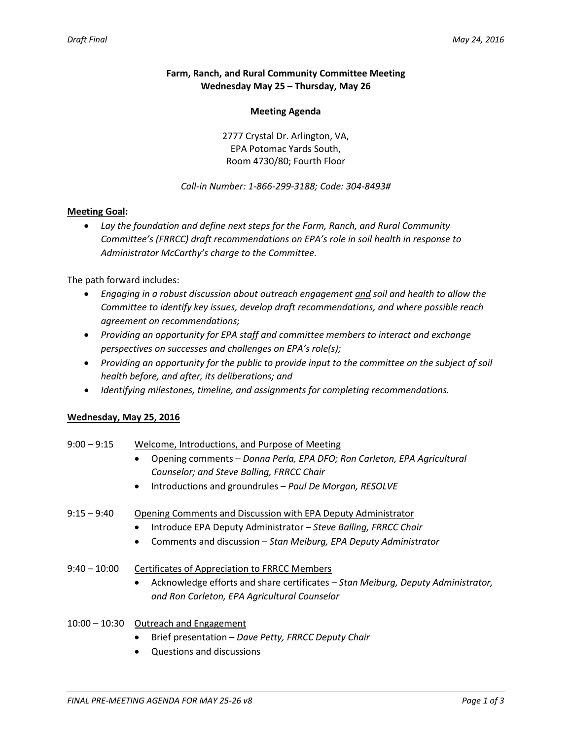**Farm, Ranch, and Rural Community Committee Meeting**
**Wednesday May 25 – Thursday, May 26**

**Meeting Agenda**

2777 Crystal Dr. Arlington, VA,
EPA Potomac Yards South,
Room 4730/80; Fourth Floor

*Call-in Number: 1-866-299-3188; Code: 304-8493#*

**Meeting Goal:**

- *Lay the foundation and define next steps for the Farm, Ranch, and Rural Community Committee's (FRRCC) draft recommendations on EPA's role in soil health in response to Administrator McCarthy's charge to the Committee.*

The path forward includes:

- *Engaging in a robust discussion about outreach engagement and soil and health to allow the Committee to identify key issues, develop draft recommendations, and where possible reach agreement on recommendations;*
- *Providing an opportunity for EPA staff and committee members to interact and exchange perspectives on successes and challenges on EPA's role(s);*
- *Providing an opportunity for the public to provide input to the committee on the subject of soil health before, and after, its deliberations; and*
- *Identifying milestones, timeline, and assignments for completing recommendations.*

**Wednesday, May 25, 2016**

9:00 – 9:15 Welcome, Introductions, and Purpose of Meeting

- Opening comments – *Donna Perla, EPA DFO; Ron Carleton, EPA Agricultural Counselor; and Steve Balling, FRRCC Chair*
- Introductions and groundrules – *Paul De Morgan, RESOLVE*

9:15 – 9:40 Opening Comments and Discussion with EPA Deputy Administrator

- Introduce EPA Deputy Administrator – *Steve Balling, FRRCC Chair*
- Comments and discussion – *Stan Meiburg, EPA Deputy Administrator*

9:40 – 10:00 Certificates of Appreciation to FRRCC Members

- Acknowledge efforts and share certificates – *Stan Meiburg, Deputy Administrator, and Ron Carleton, EPA Agricultural Counselor*

10:00 – 10:30 Outreach and Engagement

- Brief presentation – *Dave Petty, FRRCC Deputy Chair*
- Questions and discussions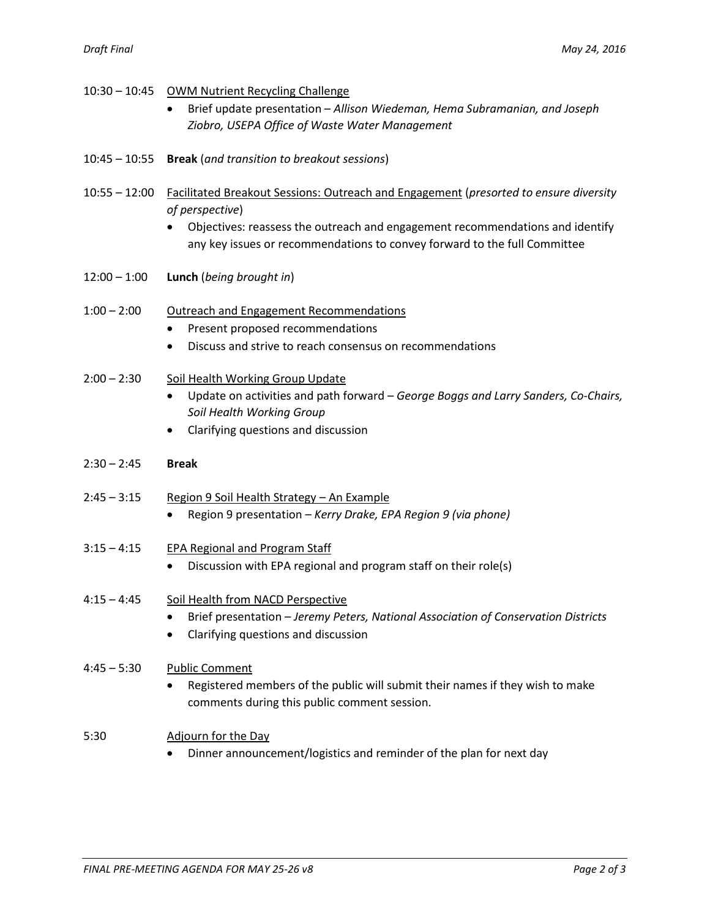10:30 – 10:45 <u>OWM Nutrient Recycling Challenge</u>

- Brief update presentation – *Allison Wiedeman, Hema Subramanian, and Joseph Ziobro, USEPA Office of Waste Water Management*

10:45 – 10:55 **Break** (*and transition to breakout sessions*)

10:55 – 12:00 <u>Facilitated Breakout Sessions: Outreach and Engagement</u> (*presorted to ensure diversity of perspective*)

- Objectives: reassess the outreach and engagement recommendations and identify any key issues or recommendations to convey forward to the full Committee

12:00 – 1:00 **Lunch** (*being brought in*)

1:00 – 2:00 <u>Outreach and Engagement Recommendations</u>

- Present proposed recommendations
- Discuss and strive to reach consensus on recommendations

2:00 – 2:30 <u>Soil Health Working Group Update</u>

- Update on activities and path forward – *George Boggs and Larry Sanders, Co-Chairs, Soil Health Working Group*
- Clarifying questions and discussion

2:30 – 2:45 **Break**

2:45 – 3:15 <u>Region 9 Soil Health Strategy – An Example</u>

- Region 9 presentation – *Kerry Drake, EPA Region 9 (via phone)*

3:15 – 4:15 <u>EPA Regional and Program Staff</u>

- Discussion with EPA regional and program staff on their role(s)

4:15 – 4:45 <u>Soil Health from NACD Perspective</u>

- Brief presentation – *Jeremy Peters, National Association of Conservation Districts*
- Clarifying questions and discussion

4:45 – 5:30 <u>Public Comment</u>

- Registered members of the public will submit their names if they wish to make comments during this public comment session.

5:30 <u>Adjourn for the Day</u>

- Dinner announcement/logistics and reminder of the plan for next day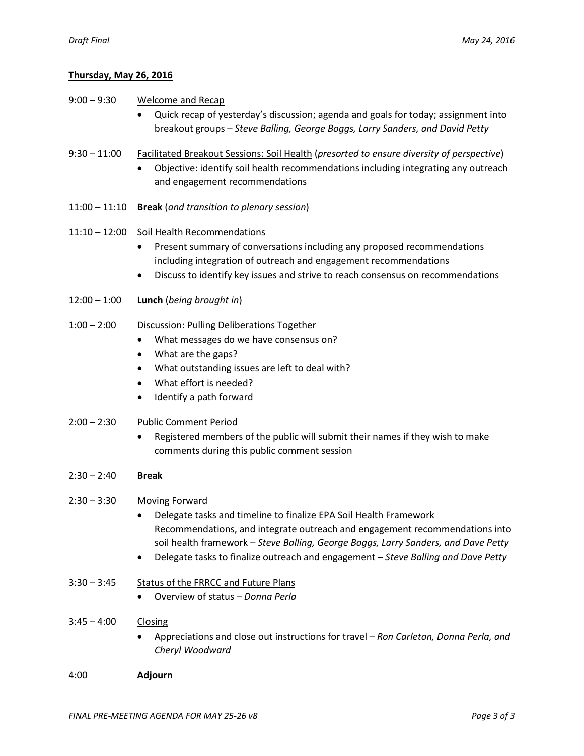**Thursday, May 26, 2016**

9:00 – 9:30 Welcome and Recap

- Quick recap of yesterday's discussion; agenda and goals for today; assignment into breakout groups – *Steve Balling, George Boggs, Larry Sanders, and David Petty*

9:30 – 11:00 Facilitated Breakout Sessions: Soil Health (*presorted to ensure diversity of perspective*)

- Objective: identify soil health recommendations including integrating any outreach and engagement recommendations

11:00 – 11:10 **Break** (*and transition to plenary session*)

11:10 – 12:00 Soil Health Recommendations

- Present summary of conversations including any proposed recommendations including integration of outreach and engagement recommendations
- Discuss to identify key issues and strive to reach consensus on recommendations

12:00 – 1:00 **Lunch** (*being brought in*)

1:00 – 2:00 Discussion: Pulling Deliberations Together

- What messages do we have consensus on?
- What are the gaps?
- What outstanding issues are left to deal with?
- What effort is needed?
- Identify a path forward

2:00 – 2:30 Public Comment Period

- Registered members of the public will submit their names if they wish to make comments during this public comment session

2:30 – 2:40 **Break**

2:30 – 3:30 Moving Forward

- Delegate tasks and timeline to finalize EPA Soil Health Framework Recommendations, and integrate outreach and engagement recommendations into soil health framework – *Steve Balling, George Boggs, Larry Sanders, and Dave Petty*
- Delegate tasks to finalize outreach and engagement – *Steve Balling and Dave Petty*

3:30 – 3:45 Status of the FRRCC and Future Plans

- Overview of status – *Donna Perla*

3:45 – 4:00 Closing

- Appreciations and close out instructions for travel – *Ron Carleton, Donna Perla, and Cheryl Woodward*

4:00 **Adjourn**